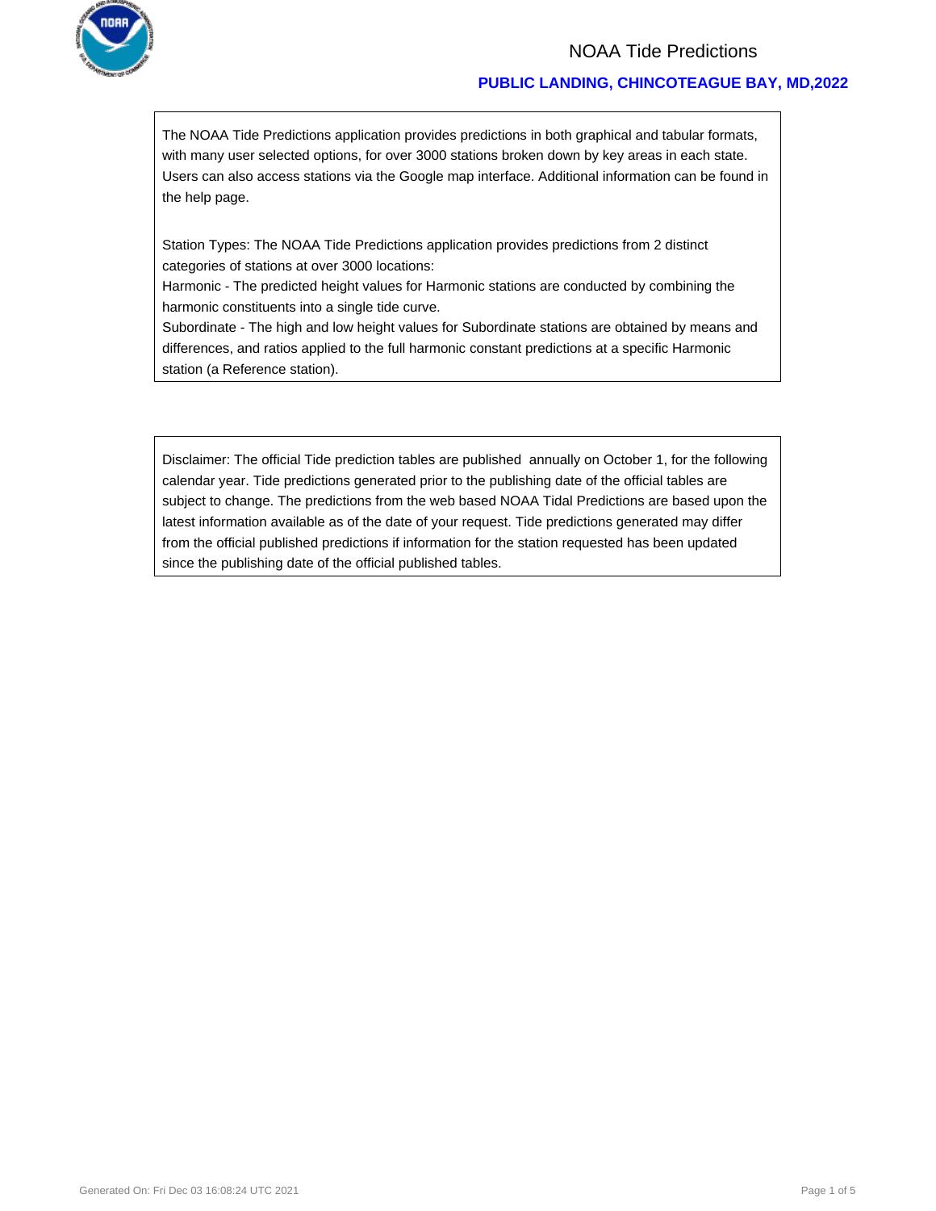# NOAA Tide Predictions

## PUBLIC LANDING, CHINCOTEAGUE BAY, MD,2022

The NOAA Tide Predictions application provides predictions in both graphical and tabular formats, with many user selected options, for over 3000 stations broken down by key areas in each state. Users can also access stations via the Google map interface. Additional information can be found in the help page.

Station Types: The NOAA Tide Predictions application provides predictions from 2 distinct categories of stations at over 3000 locations:
Harmonic - The predicted height values for Harmonic stations are conducted by combining the harmonic constituents into a single tide curve.
Subordinate - The high and low height values for Subordinate stations are obtained by means and differences, and ratios applied to the full harmonic constant predictions at a specific Harmonic station (a Reference station).

Disclaimer: The official Tide prediction tables are published annually on October 1, for the following calendar year. Tide predictions generated prior to the publishing date of the official tables are subject to change. The predictions from the web based NOAA Tidal Predictions are based upon the latest information available as of the date of your request. Tide predictions generated may differ from the official published predictions if information for the station requested has been updated since the publishing date of the official published tables.

Generated On: Fri Dec 03 16:08:24 UTC 2021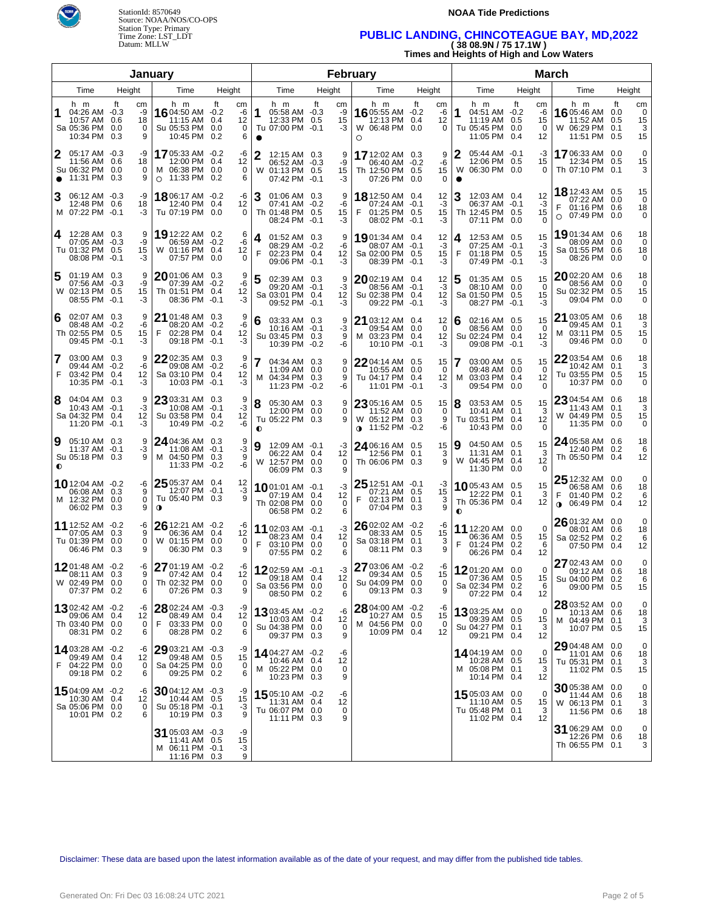StationId: 8570649
Source: NOAA/NOS/CO-OPS
Station Type: Primary
Time Zone: LST_LDT
Datum: MLLW

**NOAA Tide Predictions**

# PUBLIC LANDING, CHINCOTEAGUE BAY, MD,2022

**( 38 08.9N / 75 17.1W )**

**Times and Heights of High and Low Waters**

## January

| Day | Time | ft | cm | Day | Time | ft | cm |
|---|---|---|---|---|---|---|---|
| 1 Sa | 04:26 AM | -0.3 | -9 | 16 Su | 04:50 AM | -0.2 | -6 |
| | 10:57 AM | 0.6 | 18 | | 11:15 AM | 0.4 | 12 |
| | 05:36 PM | 0.0 | 0 | | 05:53 PM | 0.0 | 0 |
| | 10:34 PM | 0.3 | 9 | | 10:45 PM | 0.2 | 6 |
| 2 Su ● | 05:17 AM | -0.3 | -9 | 17 M ○ | 05:33 AM | -0.2 | -6 |
| | 11:56 AM | 0.6 | 18 | | 12:00 PM | 0.4 | 12 |
| | 06:32 PM | 0.0 | 0 | | 06:38 PM | 0.0 | 0 |
| | 11:31 PM | 0.3 | 9 | | 11:33 PM | 0.2 | 6 |
| 3 M | 06:12 AM | -0.3 | -9 | 18 Tu | 06:17 AM | -0.2 | -6 |
| | 12:48 PM | 0.6 | 18 | | 12:40 PM | 0.4 | 12 |
| | 07:22 PM | -0.1 | -3 | | 07:19 PM | 0.0 | 0 |
| 4 Tu | 12:28 AM | 0.3 | 9 | 19 W | 12:22 AM | 0.2 | 6 |
| | 07:05 AM | -0.3 | -9 | | 06:59 AM | -0.2 | -6 |
| | 01:32 PM | 0.5 | 15 | | 01:16 PM | 0.4 | 12 |
| | 08:08 PM | -0.1 | -3 | | 07:57 PM | 0.0 | 0 |
| 5 W | 01:19 AM | 0.3 | 9 | 20 Th | 01:06 AM | 0.3 | 9 |
| | 07:56 AM | -0.3 | -9 | | 07:39 AM | -0.2 | -6 |
| | 02:13 PM | 0.5 | 15 | | 01:51 PM | 0.4 | 12 |
| | 08:55 PM | -0.1 | -3 | | 08:36 PM | -0.1 | -3 |
| 6 Th | 02:07 AM | 0.3 | 9 | 21 F | 01:48 AM | 0.3 | 9 |
| | 08:48 AM | -0.2 | -6 | | 08:20 AM | -0.2 | -6 |
| | 02:55 PM | 0.5 | 15 | | 02:28 PM | 0.4 | 12 |
| | 09:45 PM | -0.1 | -3 | | 09:19 PM | -0.1 | -3 |
| 7 F | 03:00 AM | 0.3 | 9 | 22 Sa | 02:35 AM | 0.3 | 9 |
| | 09:44 AM | -0.2 | -6 | | 09:08 AM | -0.2 | -6 |
| | 03:42 PM | 0.4 | 12 | | 03:10 PM | 0.4 | 12 |
| | 10:35 PM | -0.1 | -3 | | 10:03 PM | -0.1 | -3 |
| 8 Sa | 04:04 AM | 0.3 | 9 | 23 Su | 03:31 AM | 0.3 | 9 |
| | 10:43 AM | -0.1 | -3 | | 10:08 AM | -0.1 | -3 |
| | 04:32 PM | 0.4 | 12 | | 03:58 PM | 0.4 | 12 |
| | 11:20 PM | -0.1 | -3 | | 10:49 PM | -0.2 | -6 |
| 9 Su ◐ | 05:10 AM | 0.3 | 9 | 24 M | 04:36 AM | 0.3 | 9 |
| | 11:37 AM | -0.1 | -3 | | 11:08 AM | -0.1 | -3 |
| | 05:18 PM | 0.3 | 9 | | 04:50 PM | 0.3 | 9 |
| | | | | | 11:33 PM | -0.2 | -6 |
| 10 M | 12:04 AM | -0.2 | -6 | 25 Tu ◑ | 05:37 AM | 0.4 | 12 |
| | 06:08 AM | 0.3 | 9 | | 12:07 PM | -0.1 | -3 |
| | 12:32 PM | 0.0 | 0 | | 05:40 PM | 0.3 | 9 |
| | 06:02 PM | 0.3 | 9 | | | | |
| 11 Tu | 12:52 AM | -0.2 | -6 | 26 W | 12:21 AM | -0.2 | -6 |
| | 07:05 AM | 0.3 | 9 | | 06:36 AM | 0.4 | 12 |
| | 01:39 PM | 0.0 | 0 | | 01:15 PM | 0.0 | 0 |
| | 06:46 PM | 0.3 | 9 | | 06:30 PM | 0.3 | 9 |
| 12 W | 01:48 AM | -0.2 | -6 | 27 Th | 01:19 AM | -0.2 | -6 |
| | 08:11 AM | 0.3 | 9 | | 07:42 AM | 0.4 | 12 |
| | 02:49 PM | 0.0 | 0 | | 02:32 PM | 0.0 | 0 |
| | 07:37 PM | 0.2 | 6 | | 07:26 PM | 0.3 | 9 |
| 13 Th | 02:42 AM | -0.2 | -6 | 28 F | 02:24 AM | -0.3 | -9 |
| | 09:06 AM | 0.4 | 12 | | 08:49 AM | 0.4 | 12 |
| | 03:40 PM | 0.0 | 0 | | 03:33 PM | 0.0 | 0 |
| | 08:31 PM | 0.2 | 6 | | 08:28 PM | 0.2 | 6 |
| 14 F | 03:28 AM | -0.2 | -6 | 29 Sa | 03:21 AM | -0.3 | -9 |
| | 09:49 AM | 0.4 | 12 | | 09:48 AM | 0.5 | 15 |
| | 04:22 PM | 0.0 | 0 | | 04:25 PM | 0.0 | 0 |
| | 09:18 PM | 0.2 | 6 | | 09:25 PM | 0.2 | 6 |
| 15 Sa | 04:09 AM | -0.2 | -6 | 30 Su | 04:12 AM | -0.3 | -9 |
| | 10:30 AM | 0.4 | 12 | | 10:44 AM | 0.5 | 15 |
| | 05:06 PM | 0.0 | 0 | | 05:18 PM | -0.1 | -3 |
| | 10:01 PM | 0.2 | 6 | | 10:19 PM | 0.3 | 9 |
| | | | | 31 M | 05:03 AM | -0.3 | -9 |
| | | | | | 11:41 AM | 0.5 | 15 |
| | | | | | 06:11 PM | -0.1 | -3 |
| | | | | | 11:16 PM | 0.3 | 9 |

## February

| Day | Time | ft | cm | Day | Time | ft | cm |
|---|---|---|---|---|---|---|---|
| 1 Tu ● | 05:58 AM | -0.3 | -9 | 16 W ○ | 05:55 AM | -0.2 | -6 |
| | 12:33 PM | 0.5 | 15 | | 12:13 PM | 0.4 | 12 |
| | 07:00 PM | -0.1 | -3 | | 06:48 PM | 0.0 | 0 |
| 2 W | 12:15 AM | 0.3 | 9 | 17 Th | 12:02 AM | 0.3 | 9 |
| | 06:52 AM | -0.3 | -9 | | 06:40 AM | -0.2 | -6 |
| | 01:13 PM | 0.5 | 15 | | 12:50 PM | 0.5 | 15 |
| | 07:42 PM | -0.1 | -3 | | 07:26 PM | 0.0 | 0 |
| 3 Th | 01:06 AM | 0.3 | 9 | 18 F | 12:50 AM | 0.4 | 12 |
| | 07:41 AM | -0.2 | -6 | | 07:24 AM | -0.1 | -3 |
| | 01:48 PM | 0.5 | 15 | | 01:25 PM | 0.5 | 15 |
| | 08:24 PM | -0.1 | -3 | | 08:02 PM | -0.1 | -3 |
| 4 F | 01:52 AM | 0.3 | 9 | 19 Sa | 01:34 AM | 0.4 | 12 |
| | 08:29 AM | -0.2 | -6 | | 08:07 AM | -0.1 | -3 |
| | 02:23 PM | 0.4 | 12 | | 02:00 PM | 0.5 | 15 |
| | 09:06 PM | -0.1 | -3 | | 08:39 PM | -0.1 | -3 |
| 5 Sa | 02:39 AM | 0.3 | 9 | 20 Su | 02:19 AM | 0.4 | 12 |
| | 09:20 AM | -0.1 | -3 | | 08:56 AM | -0.1 | -3 |
| | 03:01 PM | 0.4 | 12 | | 02:38 PM | 0.4 | 12 |
| | 09:52 PM | -0.1 | -3 | | 09:22 PM | -0.1 | -3 |
| 6 Su | 03:33 AM | 0.3 | 9 | 21 M | 03:12 AM | 0.4 | 12 |
| | 10:16 AM | -0.1 | -3 | | 09:54 AM | 0.0 | 0 |
| | 03:45 PM | 0.3 | 9 | | 03:23 PM | 0.4 | 12 |
| | 10:39 PM | -0.2 | -6 | | 10:10 PM | -0.1 | -3 |
| 7 M | 04:34 AM | 0.3 | 9 | 22 Tu | 04:14 AM | 0.5 | 15 |
| | 11:09 AM | 0.0 | 0 | | 10:55 AM | 0.0 | 0 |
| | 04:34 PM | 0.3 | 9 | | 04:17 PM | 0.4 | 12 |
| | 11:23 PM | -0.2 | -6 | | 11:01 PM | -0.1 | -3 |
| 8 Tu ◐ | 05:30 AM | 0.3 | 9 | 23 W ◑ | 05:16 AM | 0.5 | 15 |
| | 12:00 PM | 0.0 | 0 | | 11:52 AM | 0.0 | 0 |
| | 05:22 PM | 0.3 | 9 | | 05:12 PM | 0.3 | 9 |
| | | | | | 11:52 PM | -0.2 | -6 |
| 9 W | 12:09 AM | -0.1 | -3 | 24 Th | 06:16 AM | 0.5 | 15 |
| | 06:22 AM | 0.4 | 12 | | 12:56 PM | 0.1 | 3 |
| | 12:57 PM | 0.0 | 0 | | 06:06 PM | 0.3 | 9 |
| | 06:09 PM | 0.3 | 9 | | | | |
| 10 Th | 01:01 AM | -0.1 | -3 | 25 F | 12:51 AM | -0.1 | -3 |
| | 07:19 AM | 0.4 | 12 | | 07:21 AM | 0.5 | 15 |
| | 02:08 PM | 0.0 | 0 | | 02:13 PM | 0.1 | 3 |
| | 06:58 PM | 0.2 | 6 | | 07:04 PM | 0.3 | 9 |
| 11 F | 02:03 AM | -0.1 | -3 | 26 Sa | 02:02 AM | -0.2 | -6 |
| | 08:23 AM | 0.4 | 12 | | 08:33 AM | 0.5 | 15 |
| | 03:10 PM | 0.0 | 0 | | 03:18 PM | 0.1 | 3 |
| | 07:55 PM | 0.2 | 6 | | 08:11 PM | 0.3 | 9 |
| 12 Sa | 02:59 AM | -0.1 | -3 | 27 Su | 03:06 AM | -0.2 | -6 |
| | 09:18 AM | 0.4 | 12 | | 09:34 AM | 0.5 | 15 |
| | 03:56 PM | 0.0 | 0 | | 04:09 PM | 0.0 | 0 |
| | 08:50 PM | 0.2 | 6 | | 09:13 PM | 0.3 | 9 |
| 13 Su | 03:45 AM | -0.2 | -6 | 28 M | 04:00 AM | -0.2 | -6 |
| | 10:03 AM | 0.4 | 12 | | 10:27 AM | 0.5 | 15 |
| | 04:38 PM | 0.0 | 0 | | 04:56 PM | 0.0 | 0 |
| | 09:37 PM | 0.3 | 9 | | 10:09 PM | 0.4 | 12 |
| 14 M | 04:27 AM | -0.2 | -6 | | | | |
| | 10:46 AM | 0.4 | 12 | | | | |
| | 05:22 PM | 0.0 | 0 | | | | |
| | 10:23 PM | 0.3 | 9 | | | | |
| 15 Tu | 05:10 AM | -0.2 | -6 | | | | |
| | 11:31 AM | 0.4 | 12 | | | | |
| | 06:07 PM | 0.0 | 0 | | | | |
| | 11:11 PM | 0.3 | 9 | | | | |

## March

| Day | Time | ft | cm | Day | Time | ft | cm |
|---|---|---|---|---|---|---|---|
| 1 Tu | 04:51 AM | -0.2 | -6 | 16 W | 05:46 AM | 0.0 | 0 |
| | 11:19 AM | 0.5 | 15 | | 11:52 AM | 0.5 | 15 |
| | 05:45 PM | 0.0 | 0 | | 06:29 PM | 0.1 | 3 |
| | 11:05 PM | 0.4 | 12 | | 11:51 PM | 0.5 | 15 |
| 2 W ● | 05:44 AM | -0.1 | -3 | 17 Th | 06:33 AM | 0.0 | 0 |
| | 12:06 PM | 0.5 | 15 | | 12:34 PM | 0.5 | 15 |
| | 06:30 PM | 0.0 | 0 | | 07:10 PM | 0.1 | 3 |
| 3 Th | 12:03 AM | 0.4 | 12 | 18 F ○ | 12:43 AM | 0.5 | 15 |
| | 06:37 AM | -0.1 | -3 | | 07:22 AM | 0.0 | 0 |
| | 12:45 PM | 0.5 | 15 | | 01:16 PM | 0.6 | 18 |
| | 07:11 PM | 0.0 | 0 | | 07:49 PM | 0.0 | 0 |
| 4 F | 12:53 AM | 0.5 | 15 | 19 Sa | 01:34 AM | 0.6 | 18 |
| | 07:25 AM | -0.1 | -3 | | 08:09 AM | 0.0 | 0 |
| | 01:18 PM | 0.5 | 15 | | 01:55 PM | 0.6 | 18 |
| | 07:49 PM | -0.1 | -3 | | 08:26 PM | 0.0 | 0 |
| 5 Sa | 01:35 AM | 0.5 | 15 | 20 Su | 02:20 AM | 0.6 | 18 |
| | 08:10 AM | 0.0 | 0 | | 08:56 AM | 0.0 | 0 |
| | 01:50 PM | 0.5 | 15 | | 02:32 PM | 0.5 | 15 |
| | 08:27 PM | -0.1 | -3 | | 09:04 PM | 0.0 | 0 |
| 6 Su | 02:16 AM | 0.5 | 15 | 21 M | 03:05 AM | 0.6 | 18 |
| | 08:56 AM | 0.0 | 0 | | 09:45 AM | 0.1 | 3 |
| | 02:24 PM | 0.4 | 12 | | 03:11 PM | 0.5 | 15 |
| | 09:08 PM | -0.1 | -3 | | 09:46 PM | 0.0 | 0 |
| 7 M | 03:00 AM | 0.5 | 15 | 22 Tu | 03:54 AM | 0.6 | 18 |
| | 09:48 AM | 0.0 | 0 | | 10:42 AM | 0.1 | 3 |
| | 03:03 PM | 0.4 | 12 | | 03:55 PM | 0.5 | 15 |
| | 09:54 PM | 0.0 | 0 | | 10:37 PM | 0.0 | 0 |
| 8 Tu | 03:53 AM | 0.5 | 15 | 23 W | 04:54 AM | 0.6 | 18 |
| | 10:41 AM | 0.1 | 3 | | 11:43 AM | 0.1 | 3 |
| | 03:51 PM | 0.4 | 12 | | 04:49 PM | 0.5 | 15 |
| | 10:43 PM | 0.0 | 0 | | 11:35 PM | 0.0 | 0 |
| 9 W | 04:50 AM | 0.5 | 15 | 24 Th | 05:58 AM | 0.6 | 18 |
| | 11:31 AM | 0.1 | 3 | | 12:40 PM | 0.2 | 6 |
| | 04:45 PM | 0.4 | 12 | | 05:50 PM | 0.4 | 12 |
| | 11:30 PM | 0.0 | 0 | | | | |
| 10 Th ◐ | 05:43 AM | 0.5 | 15 | 25 F ◑ | 12:32 AM | 0.0 | 0 |
| | 12:22 PM | 0.1 | 3 | | 06:58 AM | 0.6 | 18 |
| | 05:36 PM | 0.4 | 12 | | 01:40 PM | 0.2 | 6 |
| | | | | | 06:49 PM | 0.4 | 12 |
| 11 F | 12:20 AM | 0.0 | 0 | 26 Sa | 01:32 AM | 0.0 | 0 |
| | 06:36 AM | 0.5 | 15 | | 08:01 AM | 0.6 | 18 |
| | 01:24 PM | 0.2 | 6 | | 02:52 PM | 0.2 | 6 |
| | 06:26 PM | 0.4 | 12 | | 07:50 PM | 0.4 | 12 |
| 12 Sa | 01:20 AM | 0.0 | 0 | 27 Su | 02:43 AM | 0.0 | 0 |
| | 07:36 AM | 0.5 | 15 | | 09:12 AM | 0.6 | 18 |
| | 02:34 PM | 0.2 | 6 | | 04:00 PM | 0.2 | 6 |
| | 07:22 PM | 0.4 | 12 | | 09:00 PM | 0.5 | 15 |
| 13 Su | 03:25 AM | 0.0 | 0 | 28 M | 03:52 AM | 0.0 | 0 |
| | 09:39 AM | 0.5 | 15 | | 10:13 AM | 0.6 | 18 |
| | 04:27 PM | 0.1 | 3 | | 04:49 PM | 0.1 | 3 |
| | 09:21 PM | 0.4 | 12 | | 10:07 PM | 0.5 | 15 |
| 14 M | 04:19 AM | 0.0 | 0 | 29 Tu | 04:48 AM | 0.0 | 0 |
| | 10:28 AM | 0.5 | 15 | | 11:01 AM | 0.6 | 18 |
| | 05:08 PM | 0.1 | 3 | | 05:31 PM | 0.1 | 3 |
| | 10:14 PM | 0.4 | 12 | | 11:02 PM | 0.5 | 15 |
| 15 Tu | 05:03 AM | 0.0 | 0 | 30 W | 05:38 AM | 0.0 | 0 |
| | 11:10 AM | 0.5 | 15 | | 11:44 AM | 0.6 | 18 |
| | 05:48 PM | 0.1 | 3 | | 06:13 PM | 0.1 | 3 |
| | 11:02 PM | 0.4 | 12 | | 11:56 PM | 0.6 | 18 |
| | | | | 31 Th | 06:29 AM | 0.0 | 0 |
| | | | | | 12:26 PM | 0.6 | 18 |
| | | | | | 06:55 PM | 0.1 | 3 |

Disclaimer: These data are based upon the latest information available as of the date of your request, and may differ from the published tide tables.

Generated On: Fri Dec 03 16:08:24 UTC 2021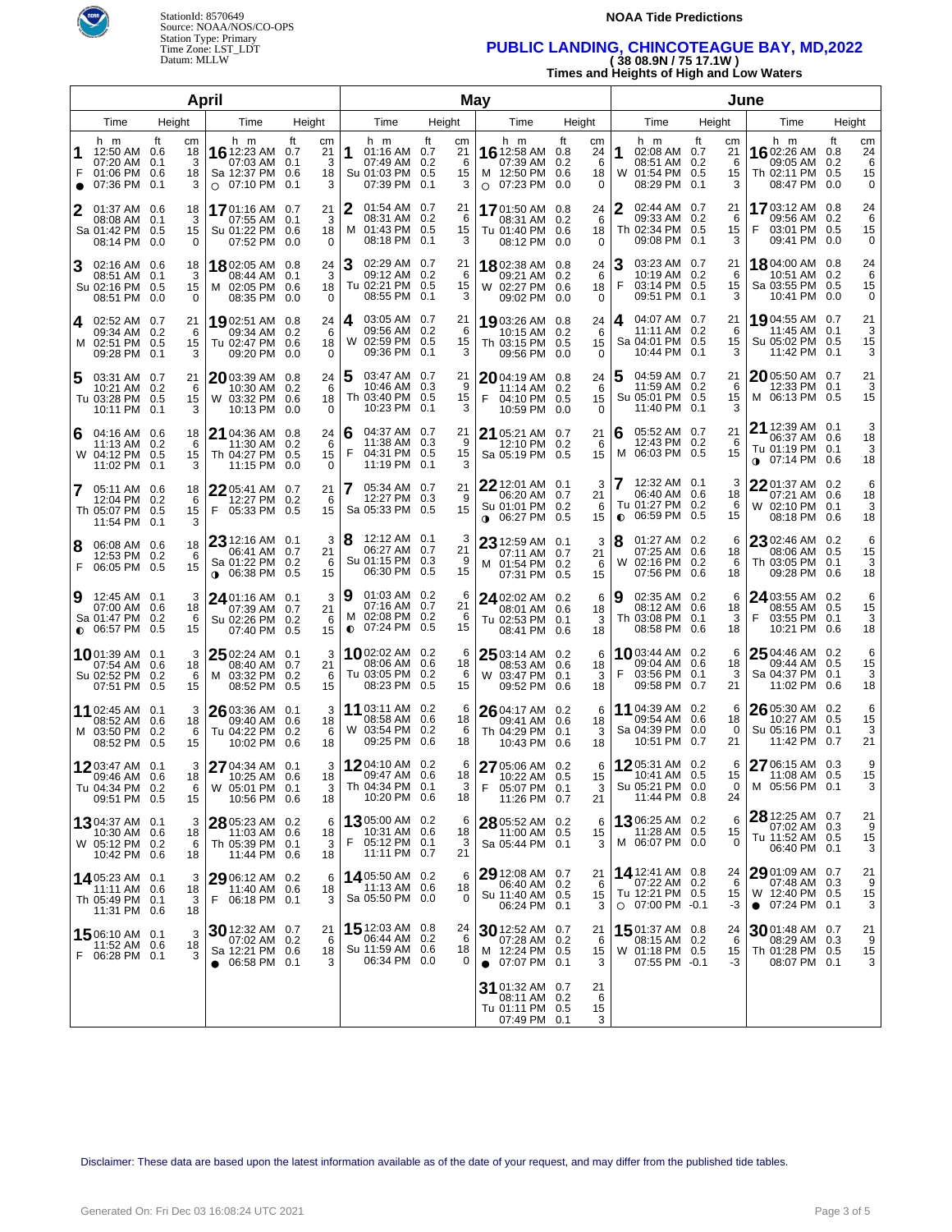StationId: 8570649
Source: NOAA/NOS/CO-OPS
Station Type: Primary
Time Zone: LST_LDT
Datum: MLLW

**NOAA Tide Predictions**

# PUBLIC LANDING, CHINCOTEAGUE BAY, MD,2022

**( 38 08.9N / 75 17.1W )**

**Times and Heights of High and Low Waters**

## April

| Day | Time (h m) | Height (ft) | Height (cm) |
|---|---|---|---|
| 1 F ● | 12:50 AM | 0.6 | 18 |
| | 07:20 AM | 0.1 | 3 |
| | 01:06 PM | 0.6 | 18 |
| | 07:36 PM | 0.1 | 3 |
| 2 Sa | 01:37 AM | 0.6 | 18 |
| | 08:08 AM | 0.1 | 3 |
| | 01:42 PM | 0.5 | 15 |
| | 08:14 PM | 0.0 | 0 |
| 3 Su | 02:16 AM | 0.6 | 18 |
| | 08:51 AM | 0.1 | 3 |
| | 02:16 PM | 0.5 | 15 |
| | 08:51 PM | 0.0 | 0 |
| 4 M | 02:52 AM | 0.7 | 21 |
| | 09:34 AM | 0.2 | 6 |
| | 02:51 PM | 0.5 | 15 |
| | 09:28 PM | 0.1 | 3 |
| 5 Tu | 03:31 AM | 0.7 | 21 |
| | 10:21 AM | 0.2 | 6 |
| | 03:28 PM | 0.5 | 15 |
| | 10:11 PM | 0.1 | 3 |
| 6 W | 04:16 AM | 0.6 | 18 |
| | 11:13 AM | 0.2 | 6 |
| | 04:12 PM | 0.5 | 15 |
| | 11:02 PM | 0.1 | 3 |
| 7 Th | 05:11 AM | 0.6 | 18 |
| | 12:04 PM | 0.2 | 6 |
| | 05:07 PM | 0.5 | 15 |
| | 11:54 PM | 0.1 | 3 |
| 8 F | 06:08 AM | 0.6 | 18 |
| | 12:53 PM | 0.2 | 6 |
| | 06:05 PM | 0.5 | 15 |
| 9 Sa ◐ | 12:45 AM | 0.1 | 3 |
| | 07:00 AM | 0.6 | 18 |
| | 01:47 PM | 0.2 | 6 |
| | 06:57 PM | 0.5 | 15 |
| 10 Su | 01:39 AM | 0.1 | 3 |
| | 07:54 AM | 0.6 | 18 |
| | 02:52 PM | 0.2 | 6 |
| | 07:51 PM | 0.5 | 15 |
| 11 M | 02:45 AM | 0.1 | 3 |
| | 08:52 AM | 0.6 | 18 |
| | 03:50 PM | 0.2 | 6 |
| | 08:52 PM | 0.5 | 15 |
| 12 Tu | 03:47 AM | 0.1 | 3 |
| | 09:46 AM | 0.6 | 18 |
| | 04:34 PM | 0.2 | 6 |
| | 09:51 PM | 0.5 | 15 |
| 13 W | 04:37 AM | 0.1 | 3 |
| | 10:30 AM | 0.6 | 18 |
| | 05:12 PM | 0.2 | 6 |
| | 10:42 PM | 0.6 | 18 |
| 14 Th | 05:23 AM | 0.1 | 3 |
| | 11:11 AM | 0.6 | 18 |
| | 05:49 PM | 0.1 | 3 |
| | 11:31 PM | 0.6 | 18 |
| 15 F | 06:10 AM | 0.1 | 3 |
| | 11:52 AM | 0.6 | 18 |
| | 06:28 PM | 0.1 | 3 |
| 16 Sa ○ | 12:23 AM | 0.7 | 21 |
| | 07:03 AM | 0.1 | 3 |
| | 12:37 PM | 0.6 | 18 |
| | 07:10 PM | 0.1 | 3 |
| 17 Su | 01:16 AM | 0.7 | 21 |
| | 07:55 AM | 0.1 | 3 |
| | 01:22 PM | 0.6 | 18 |
| | 07:52 PM | 0.0 | 0 |
| 18 M | 02:05 AM | 0.8 | 24 |
| | 08:44 AM | 0.1 | 3 |
| | 02:05 PM | 0.6 | 18 |
| | 08:35 PM | 0.0 | 0 |
| 19 Tu | 02:51 AM | 0.8 | 24 |
| | 09:34 AM | 0.2 | 6 |
| | 02:47 PM | 0.6 | 18 |
| | 09:20 PM | 0.0 | 0 |
| 20 W | 03:39 AM | 0.8 | 24 |
| | 10:30 AM | 0.2 | 6 |
| | 03:32 PM | 0.6 | 18 |
| | 10:13 PM | 0.0 | 0 |
| 21 Th | 04:36 AM | 0.8 | 24 |
| | 11:30 AM | 0.2 | 6 |
| | 04:27 PM | 0.5 | 15 |
| | 11:15 PM | 0.0 | 0 |
| 22 F | 05:41 AM | 0.7 | 21 |
| | 12:27 PM | 0.2 | 6 |
| | 05:33 PM | 0.5 | 15 |
| 23 Sa ◑ | 12:16 AM | 0.1 | 3 |
| | 06:41 AM | 0.7 | 21 |
| | 01:22 PM | 0.2 | 6 |
| | 06:38 PM | 0.5 | 15 |
| 24 Su | 01:16 AM | 0.1 | 3 |
| | 07:39 AM | 0.7 | 21 |
| | 02:26 PM | 0.2 | 6 |
| | 07:40 PM | 0.5 | 15 |
| 25 M | 02:24 AM | 0.1 | 3 |
| | 08:40 AM | 0.7 | 21 |
| | 03:32 PM | 0.2 | 6 |
| | 08:52 PM | 0.5 | 15 |
| 26 Tu | 03:36 AM | 0.1 | 3 |
| | 09:40 AM | 0.6 | 18 |
| | 04:22 PM | 0.2 | 6 |
| | 10:02 PM | 0.6 | 18 |
| 27 W | 04:34 AM | 0.1 | 3 |
| | 10:25 AM | 0.6 | 18 |
| | 05:01 PM | 0.1 | 3 |
| | 10:56 PM | 0.6 | 18 |
| 28 Th | 05:23 AM | 0.2 | 6 |
| | 11:03 AM | 0.6 | 18 |
| | 05:39 PM | 0.1 | 3 |
| | 11:44 PM | 0.6 | 18 |
| 29 F | 06:12 AM | 0.2 | 6 |
| | 11:40 AM | 0.6 | 18 |
| | 06:18 PM | 0.1 | 3 |
| 30 Sa ● | 12:32 AM | 0.7 | 21 |
| | 07:02 AM | 0.2 | 6 |
| | 12:21 PM | 0.6 | 18 |
| | 06:58 PM | 0.1 | 3 |

## May

| Day | Time (h m) | Height (ft) | Height (cm) |
|---|---|---|---|
| 1 Su | 01:16 AM | 0.7 | 21 |
| | 07:49 AM | 0.2 | 6 |
| | 01:03 PM | 0.5 | 15 |
| | 07:39 PM | 0.1 | 3 |
| 2 M | 01:54 AM | 0.7 | 21 |
| | 08:31 AM | 0.2 | 6 |
| | 01:43 PM | 0.5 | 15 |
| | 08:18 PM | 0.1 | 3 |
| 3 Tu | 02:29 AM | 0.7 | 21 |
| | 09:12 AM | 0.2 | 6 |
| | 02:21 PM | 0.5 | 15 |
| | 08:55 PM | 0.1 | 3 |
| 4 W | 03:05 AM | 0.7 | 21 |
| | 09:56 AM | 0.2 | 6 |
| | 02:59 PM | 0.5 | 15 |
| | 09:36 PM | 0.1 | 3 |
| 5 Th | 03:47 AM | 0.7 | 21 |
| | 10:46 AM | 0.3 | 9 |
| | 03:40 PM | 0.5 | 15 |
| | 10:23 PM | 0.1 | 3 |
| 6 F | 04:37 AM | 0.7 | 21 |
| | 11:38 AM | 0.3 | 9 |
| | 04:31 PM | 0.5 | 15 |
| | 11:19 PM | 0.1 | 3 |
| 7 Sa | 05:34 AM | 0.7 | 21 |
| | 12:27 PM | 0.3 | 9 |
| | 05:33 PM | 0.5 | 15 |
| 8 Su | 12:12 AM | 0.1 | 3 |
| | 06:27 AM | 0.7 | 21 |
| | 01:15 PM | 0.3 | 9 |
| | 06:30 PM | 0.5 | 15 |
| 9 M ◐ | 01:03 AM | 0.2 | 6 |
| | 07:16 AM | 0.7 | 21 |
| | 02:08 PM | 0.2 | 6 |
| | 07:24 PM | 0.5 | 15 |
| 10 Tu | 02:02 AM | 0.2 | 6 |
| | 08:06 AM | 0.6 | 18 |
| | 03:05 PM | 0.2 | 6 |
| | 08:23 PM | 0.5 | 15 |
| 11 W | 03:11 AM | 0.2 | 6 |
| | 08:58 AM | 0.6 | 18 |
| | 03:54 PM | 0.2 | 6 |
| | 09:25 PM | 0.6 | 18 |
| 12 Th | 04:10 AM | 0.2 | 6 |
| | 09:47 AM | 0.6 | 18 |
| | 04:34 PM | 0.1 | 3 |
| | 10:20 PM | 0.6 | 18 |
| 13 F | 05:00 AM | 0.2 | 6 |
| | 10:31 AM | 0.6 | 18 |
| | 05:12 PM | 0.1 | 3 |
| | 11:11 PM | 0.7 | 21 |
| 14 Sa | 05:50 AM | 0.2 | 6 |
| | 11:13 AM | 0.6 | 18 |
| | 05:50 PM | 0.0 | 0 |
| 15 Su | 12:03 AM | 0.8 | 24 |
| | 06:44 AM | 0.2 | 6 |
| | 11:59 AM | 0.6 | 18 |
| | 06:34 PM | 0.0 | 0 |
| 16 M ○ | 12:58 AM | 0.8 | 24 |
| | 07:39 AM | 0.2 | 6 |
| | 12:50 PM | 0.6 | 18 |
| | 07:23 PM | 0.0 | 0 |
| 17 Tu | 01:50 AM | 0.8 | 24 |
| | 08:31 AM | 0.2 | 6 |
| | 01:40 PM | 0.6 | 18 |
| | 08:12 PM | 0.0 | 0 |
| 18 W | 02:38 AM | 0.8 | 24 |
| | 09:21 AM | 0.2 | 6 |
| | 02:27 PM | 0.6 | 18 |
| | 09:02 PM | 0.0 | 0 |
| 19 Th | 03:26 AM | 0.8 | 24 |
| | 10:15 AM | 0.2 | 6 |
| | 03:15 PM | 0.5 | 15 |
| | 09:56 PM | 0.0 | 0 |
| 20 F | 04:19 AM | 0.8 | 24 |
| | 11:14 AM | 0.2 | 6 |
| | 04:10 PM | 0.5 | 15 |
| | 10:59 PM | 0.0 | 0 |
| 21 Sa | 05:21 AM | 0.7 | 21 |
| | 12:10 PM | 0.2 | 6 |
| | 05:19 PM | 0.5 | 15 |
| 22 Su ◑ | 12:01 AM | 0.1 | 3 |
| | 06:20 AM | 0.7 | 21 |
| | 01:01 PM | 0.2 | 6 |
| | 06:27 PM | 0.5 | 15 |
| 23 M | 12:59 AM | 0.1 | 3 |
| | 07:11 AM | 0.7 | 21 |
| | 01:54 PM | 0.2 | 6 |
| | 07:31 PM | 0.5 | 15 |
| 24 Tu | 02:02 AM | 0.2 | 6 |
| | 08:01 AM | 0.6 | 18 |
| | 02:53 PM | 0.1 | 3 |
| | 08:41 PM | 0.6 | 18 |
| 25 W | 03:14 AM | 0.2 | 6 |
| | 08:53 AM | 0.6 | 18 |
| | 03:47 PM | 0.1 | 3 |
| | 09:52 PM | 0.6 | 18 |
| 26 Th | 04:17 AM | 0.2 | 6 |
| | 09:41 AM | 0.6 | 18 |
| | 04:29 PM | 0.1 | 3 |
| | 10:43 PM | 0.6 | 18 |
| 27 F | 05:06 AM | 0.2 | 6 |
| | 10:22 AM | 0.5 | 15 |
| | 05:07 PM | 0.1 | 3 |
| | 11:26 PM | 0.7 | 21 |
| 28 Sa | 05:52 AM | 0.2 | 6 |
| | 11:00 AM | 0.5 | 15 |
| | 05:44 PM | 0.1 | 3 |
| 29 Su | 12:08 AM | 0.7 | 21 |
| | 06:40 AM | 0.2 | 6 |
| | 11:40 AM | 0.5 | 15 |
| | 06:24 PM | 0.1 | 3 |
| 30 M ● | 12:52 AM | 0.7 | 21 |
| | 07:28 AM | 0.2 | 6 |
| | 12:24 PM | 0.5 | 15 |
| | 07:07 PM | 0.1 | 3 |
| 31 Tu | 01:32 AM | 0.7 | 21 |
| | 08:11 AM | 0.2 | 6 |
| | 01:11 PM | 0.5 | 15 |
| | 07:49 PM | 0.1 | 3 |

## June

| Day | Time (h m) | Height (ft) | Height (cm) |
|---|---|---|---|
| 1 W | 02:08 AM | 0.7 | 21 |
| | 08:51 AM | 0.2 | 6 |
| | 01:54 PM | 0.5 | 15 |
| | 08:29 PM | 0.1 | 3 |
| 2 Th | 02:44 AM | 0.7 | 21 |
| | 09:33 AM | 0.2 | 6 |
| | 02:34 PM | 0.5 | 15 |
| | 09:08 PM | 0.1 | 3 |
| 3 F | 03:23 AM | 0.7 | 21 |
| | 10:19 AM | 0.2 | 6 |
| | 03:14 PM | 0.5 | 15 |
| | 09:51 PM | 0.1 | 3 |
| 4 Sa | 04:07 AM | 0.7 | 21 |
| | 11:11 AM | 0.2 | 6 |
| | 04:01 PM | 0.5 | 15 |
| | 10:44 PM | 0.1 | 3 |
| 5 Su | 04:59 AM | 0.7 | 21 |
| | 11:59 AM | 0.2 | 6 |
| | 05:01 PM | 0.5 | 15 |
| | 11:40 PM | 0.1 | 3 |
| 6 M | 05:52 AM | 0.7 | 21 |
| | 12:43 PM | 0.2 | 6 |
| | 06:03 PM | 0.5 | 15 |
| 7 Tu ◐ | 12:32 AM | 0.1 | 3 |
| | 06:40 AM | 0.6 | 18 |
| | 01:27 PM | 0.2 | 6 |
| | 06:59 PM | 0.5 | 15 |
| 8 W | 01:27 AM | 0.2 | 6 |
| | 07:25 AM | 0.6 | 18 |
| | 02:16 PM | 0.2 | 6 |
| | 07:56 PM | 0.6 | 18 |
| 9 Th | 02:35 AM | 0.2 | 6 |
| | 08:12 AM | 0.6 | 18 |
| | 03:08 PM | 0.1 | 3 |
| | 08:58 PM | 0.6 | 18 |
| 10 F | 03:44 AM | 0.2 | 6 |
| | 09:04 AM | 0.6 | 18 |
| | 03:56 PM | 0.1 | 3 |
| | 09:58 PM | 0.7 | 21 |
| 11 Sa | 04:39 AM | 0.2 | 6 |
| | 09:54 AM | 0.6 | 18 |
| | 04:39 PM | 0.0 | 0 |
| | 10:51 PM | 0.7 | 21 |
| 12 Su | 05:31 AM | 0.2 | 6 |
| | 10:41 AM | 0.5 | 15 |
| | 05:21 PM | 0.0 | 0 |
| | 11:44 PM | 0.8 | 24 |
| 13 M | 06:25 AM | 0.2 | 6 |
| | 11:28 AM | 0.5 | 15 |
| | 06:07 PM | 0.0 | 0 |
| 14 Tu ○ | 12:41 AM | 0.8 | 24 |
| | 07:22 AM | 0.2 | 6 |
| | 12:21 PM | 0.5 | 15 |
| | 07:00 PM | -0.1 | -3 |
| 15 W | 01:37 AM | 0.8 | 24 |
| | 08:15 AM | 0.2 | 6 |
| | 01:18 PM | 0.5 | 15 |
| | 07:55 PM | -0.1 | -3 |
| 16 Th | 02:26 AM | 0.8 | 24 |
| | 09:05 AM | 0.2 | 6 |
| | 02:11 PM | 0.5 | 15 |
| | 08:47 PM | 0.0 | 0 |
| 17 F | 03:12 AM | 0.8 | 24 |
| | 09:56 AM | 0.2 | 6 |
| | 03:01 PM | 0.5 | 15 |
| | 09:41 PM | 0.0 | 0 |
| 18 Sa | 04:00 AM | 0.8 | 24 |
| | 10:51 AM | 0.2 | 6 |
| | 03:55 PM | 0.5 | 15 |
| | 10:41 PM | 0.0 | 0 |
| 19 Su | 04:55 AM | 0.7 | 21 |
| | 11:45 AM | 0.1 | 3 |
| | 05:02 PM | 0.5 | 15 |
| | 11:42 PM | 0.1 | 3 |
| 20 M | 05:50 AM | 0.7 | 21 |
| | 12:33 PM | 0.1 | 3 |
| | 06:13 PM | 0.5 | 15 |
| 21 Tu ◑ | 12:39 AM | 0.1 | 3 |
| | 06:37 AM | 0.6 | 18 |
| | 01:19 PM | 0.1 | 3 |
| | 07:14 PM | 0.6 | 18 |
| 22 W | 01:37 AM | 0.2 | 6 |
| | 07:21 AM | 0.6 | 18 |
| | 02:10 PM | 0.1 | 3 |
| | 08:18 PM | 0.6 | 18 |
| 23 Th | 02:46 AM | 0.2 | 6 |
| | 08:06 AM | 0.5 | 15 |
| | 03:05 PM | 0.1 | 3 |
| | 09:28 PM | 0.6 | 18 |
| 24 F | 03:55 AM | 0.2 | 6 |
| | 08:55 AM | 0.5 | 15 |
| | 03:55 PM | 0.1 | 3 |
| | 10:21 PM | 0.6 | 18 |
| 25 Sa | 04:46 AM | 0.2 | 6 |
| | 09:44 AM | 0.5 | 15 |
| | 04:37 PM | 0.1 | 3 |
| | 11:02 PM | 0.6 | 18 |
| 26 Su | 05:30 AM | 0.2 | 6 |
| | 10:27 AM | 0.5 | 15 |
| | 05:16 PM | 0.1 | 3 |
| | 11:42 PM | 0.7 | 21 |
| 27 M | 06:15 AM | 0.3 | 9 |
| | 11:08 AM | 0.5 | 15 |
| | 05:56 PM | 0.1 | 3 |
| 28 Tu | 12:25 AM | 0.7 | 21 |
| | 07:02 AM | 0.3 | 9 |
| | 11:52 AM | 0.5 | 15 |
| | 06:40 PM | 0.1 | 3 |
| 29 W ● | 01:09 AM | 0.7 | 21 |
| | 07:48 AM | 0.3 | 9 |
| | 12:40 PM | 0.5 | 15 |
| | 07:24 PM | 0.1 | 3 |
| 30 Th | 01:48 AM | 0.7 | 21 |
| | 08:29 AM | 0.3 | 9 |
| | 01:28 PM | 0.5 | 15 |
| | 08:07 PM | 0.1 | 3 |

Disclaimer: These data are based upon the latest information available as of the date of your request, and may differ from the published tide tables.

Generated On: Fri Dec 03 16:08:24 UTC 2021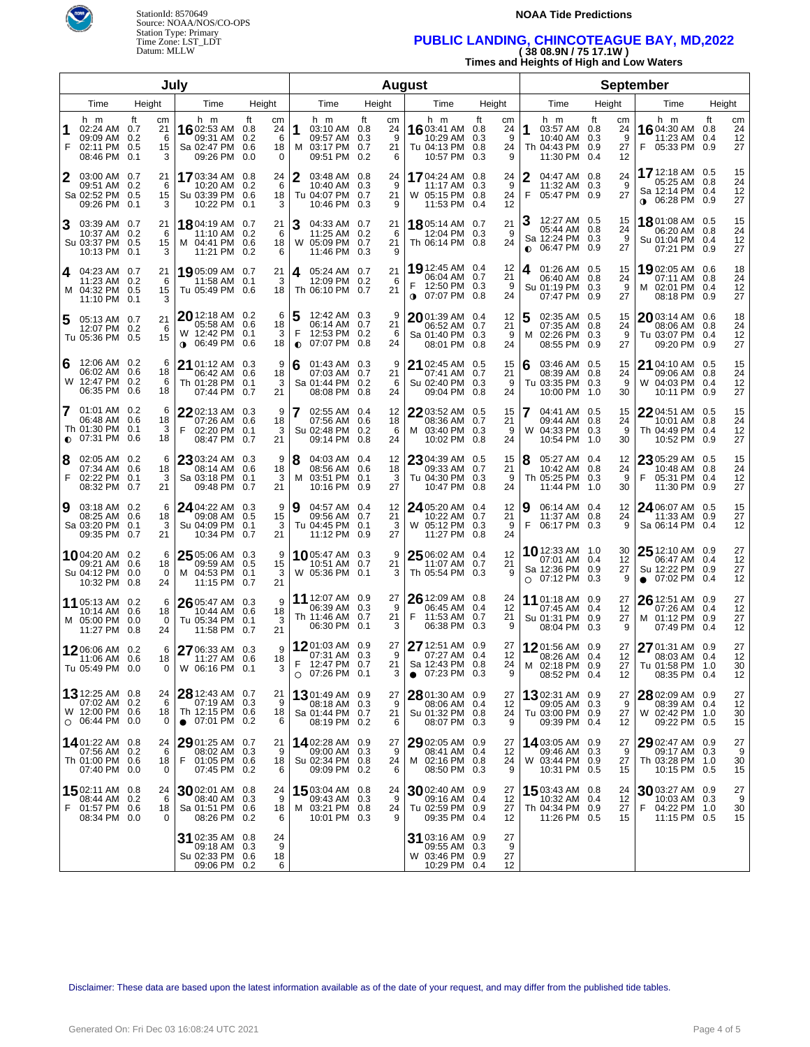StationId: 8570649
Source: NOAA/NOS/CO-OPS
Station Type: Primary
Time Zone: LST_LDT
Datum: MLLW

**NOAA Tide Predictions**

## PUBLIC LANDING, CHINCOTEAGUE BAY, MD,2022

**( 38 08.9N / 75 17.1W )**

**Times and Heights of High and Low Waters**

### July

| Day | Time | Height (ft) | Height (cm) |
|---|---|---|---|
| 1 F | 02:24 AM | 0.7 | 21 |
| | 09:09 AM | 0.2 | 6 |
| | 02:11 PM | 0.5 | 15 |
| | 08:46 PM | 0.1 | 3 |
| 2 Sa | 03:00 AM | 0.7 | 21 |
| | 09:51 AM | 0.2 | 6 |
| | 02:52 PM | 0.5 | 15 |
| | 09:26 PM | 0.1 | 3 |
| 3 Su | 03:39 AM | 0.7 | 21 |
| | 10:37 AM | 0.2 | 6 |
| | 03:37 PM | 0.5 | 15 |
| | 10:13 PM | 0.1 | 3 |
| 4 M | 04:23 AM | 0.7 | 21 |
| | 11:23 AM | 0.2 | 6 |
| | 04:32 PM | 0.5 | 15 |
| | 11:10 PM | 0.1 | 3 |
| 5 Tu | 05:13 AM | 0.7 | 21 |
| | 12:07 PM | 0.2 | 6 |
| | 05:36 PM | 0.5 | 15 |
| 6 W | 12:06 AM | 0.2 | 6 |
| | 06:02 AM | 0.6 | 18 |
| | 12:47 PM | 0.2 | 6 |
| | 06:35 PM | 0.6 | 18 |
| 7 Th ◐ | 01:01 AM | 0.2 | 6 |
| | 06:48 AM | 0.6 | 18 |
| | 01:30 PM | 0.1 | 3 |
| | 07:31 PM | 0.6 | 18 |
| 8 F | 02:05 AM | 0.2 | 6 |
| | 07:34 AM | 0.6 | 18 |
| | 02:22 PM | 0.1 | 3 |
| | 08:32 PM | 0.7 | 21 |
| 9 Sa | 03:18 AM | 0.2 | 6 |
| | 08:25 AM | 0.6 | 18 |
| | 03:20 PM | 0.1 | 3 |
| | 09:35 PM | 0.7 | 21 |
| 10 Su | 04:20 AM | 0.2 | 6 |
| | 09:21 AM | 0.6 | 18 |
| | 04:12 PM | 0.0 | 0 |
| | 10:32 PM | 0.8 | 24 |
| 11 M | 05:13 AM | 0.2 | 6 |
| | 10:14 AM | 0.6 | 18 |
| | 05:00 PM | 0.0 | 0 |
| | 11:27 PM | 0.8 | 24 |
| 12 Tu | 06:06 AM | 0.2 | 6 |
| | 11:06 AM | 0.6 | 18 |
| | 05:49 PM | 0.0 | 0 |
| 13 W ○ | 12:25 AM | 0.8 | 24 |
| | 07:02 AM | 0.2 | 6 |
| | 12:00 PM | 0.6 | 18 |
| | 06:44 PM | 0.0 | 0 |
| 14 Th | 01:22 AM | 0.8 | 24 |
| | 07:56 AM | 0.2 | 6 |
| | 01:00 PM | 0.6 | 18 |
| | 07:40 PM | 0.0 | 0 |
| 15 F | 02:11 AM | 0.8 | 24 |
| | 08:44 AM | 0.2 | 6 |
| | 01:57 PM | 0.6 | 18 |
| | 08:34 PM | 0.0 | 0 |
| 16 Sa | 02:53 AM | 0.8 | 24 |
| | 09:31 AM | 0.2 | 6 |
| | 02:47 PM | 0.6 | 18 |
| | 09:26 PM | 0.0 | 0 |
| 17 Su | 03:34 AM | 0.8 | 24 |
| | 10:20 AM | 0.2 | 6 |
| | 03:39 PM | 0.6 | 18 |
| | 10:22 PM | 0.1 | 3 |
| 18 M | 04:19 AM | 0.7 | 21 |
| | 11:10 AM | 0.2 | 6 |
| | 04:41 PM | 0.6 | 18 |
| | 11:21 PM | 0.2 | 6 |
| 19 Tu | 05:09 AM | 0.7 | 21 |
| | 11:58 AM | 0.1 | 3 |
| | 05:49 PM | 0.6 | 18 |
| 20 W ◑ | 12:18 AM | 0.2 | 6 |
| | 05:58 AM | 0.6 | 18 |
| | 12:42 PM | 0.1 | 3 |
| | 06:49 PM | 0.6 | 18 |
| 21 Th | 01:12 AM | 0.3 | 9 |
| | 06:42 AM | 0.6 | 18 |
| | 01:28 PM | 0.1 | 3 |
| | 07:44 PM | 0.7 | 21 |
| 22 F | 02:13 AM | 0.3 | 9 |
| | 07:26 AM | 0.6 | 18 |
| | 02:20 PM | 0.1 | 3 |
| | 08:47 PM | 0.7 | 21 |
| 23 Sa | 03:24 AM | 0.3 | 9 |
| | 08:14 AM | 0.6 | 18 |
| | 03:18 PM | 0.1 | 3 |
| | 09:48 PM | 0.7 | 21 |
| 24 Su | 04:22 AM | 0.3 | 9 |
| | 09:08 AM | 0.5 | 15 |
| | 04:09 PM | 0.1 | 3 |
| | 10:34 PM | 0.7 | 21 |
| 25 M | 05:06 AM | 0.3 | 9 |
| | 09:59 AM | 0.5 | 15 |
| | 04:53 PM | 0.1 | 3 |
| | 11:15 PM | 0.7 | 21 |
| 26 Tu | 05:47 AM | 0.3 | 9 |
| | 10:44 AM | 0.6 | 18 |
| | 05:34 PM | 0.1 | 3 |
| | 11:58 PM | 0.7 | 21 |
| 27 W | 06:33 AM | 0.3 | 9 |
| | 11:27 AM | 0.6 | 18 |
| | 06:16 PM | 0.1 | 3 |
| 28 Th ● | 12:43 AM | 0.7 | 21 |
| | 07:19 AM | 0.3 | 9 |
| | 12:15 PM | 0.6 | 18 |
| | 07:01 PM | 0.2 | 6 |
| 29 F | 01:25 AM | 0.7 | 21 |
| | 08:02 AM | 0.3 | 9 |
| | 01:05 PM | 0.6 | 18 |
| | 07:45 PM | 0.2 | 6 |
| 30 Sa | 02:01 AM | 0.8 | 24 |
| | 08:40 AM | 0.3 | 9 |
| | 01:51 PM | 0.6 | 18 |
| | 08:26 PM | 0.2 | 6 |
| 31 Su | 02:35 AM | 0.8 | 24 |
| | 09:18 AM | 0.3 | 9 |
| | 02:33 PM | 0.6 | 18 |
| | 09:06 PM | 0.2 | 6 |

### August

| Day | Time | Height (ft) | Height (cm) |
|---|---|---|---|
| 1 M | 03:10 AM | 0.8 | 24 |
| | 09:57 AM | 0.3 | 9 |
| | 03:17 PM | 0.7 | 21 |
| | 09:51 PM | 0.2 | 6 |
| 2 Tu | 03:48 AM | 0.8 | 24 |
| | 10:40 AM | 0.3 | 9 |
| | 04:07 PM | 0.7 | 21 |
| | 10:46 PM | 0.3 | 9 |
| 3 W | 04:33 AM | 0.7 | 21 |
| | 11:25 AM | 0.2 | 6 |
| | 05:09 PM | 0.7 | 21 |
| | 11:46 PM | 0.3 | 9 |
| 4 Th | 05:24 AM | 0.7 | 21 |
| | 12:09 PM | 0.2 | 6 |
| | 06:10 PM | 0.7 | 21 |
| 5 F ◐ | 12:42 AM | 0.3 | 9 |
| | 06:14 AM | 0.7 | 21 |
| | 12:53 PM | 0.2 | 6 |
| | 07:07 PM | 0.8 | 24 |
| 6 Sa | 01:43 AM | 0.3 | 9 |
| | 07:03 AM | 0.7 | 21 |
| | 01:44 PM | 0.2 | 6 |
| | 08:08 PM | 0.8 | 24 |
| 7 Su | 02:55 AM | 0.4 | 12 |
| | 07:56 AM | 0.6 | 18 |
| | 02:48 PM | 0.2 | 6 |
| | 09:14 PM | 0.8 | 24 |
| 8 M | 04:03 AM | 0.4 | 12 |
| | 08:56 AM | 0.6 | 18 |
| | 03:51 PM | 0.1 | 3 |
| | 10:16 PM | 0.9 | 27 |
| 9 Tu | 04:57 AM | 0.4 | 12 |
| | 09:56 AM | 0.7 | 21 |
| | 04:45 PM | 0.1 | 3 |
| | 11:12 PM | 0.9 | 27 |
| 10 W | 05:47 AM | 0.3 | 9 |
| | 10:51 AM | 0.7 | 21 |
| | 05:36 PM | 0.1 | 3 |
| 11 Th | 12:07 AM | 0.9 | 27 |
| | 06:39 AM | 0.3 | 9 |
| | 11:46 AM | 0.7 | 21 |
| | 06:30 PM | 0.1 | 3 |
| 12 F ○ | 01:03 AM | 0.9 | 27 |
| | 07:31 AM | 0.3 | 9 |
| | 12:47 PM | 0.7 | 21 |
| | 07:26 PM | 0.1 | 3 |
| 13 Sa | 01:49 AM | 0.9 | 27 |
| | 08:18 AM | 0.3 | 9 |
| | 01:44 PM | 0.7 | 21 |
| | 08:19 PM | 0.2 | 6 |
| 14 Su | 02:28 AM | 0.9 | 27 |
| | 09:00 AM | 0.3 | 9 |
| | 02:34 PM | 0.8 | 24 |
| | 09:09 PM | 0.2 | 6 |
| 15 M | 03:04 AM | 0.8 | 24 |
| | 09:43 AM | 0.3 | 9 |
| | 03:21 PM | 0.8 | 24 |
| | 10:01 PM | 0.3 | 9 |
| 16 Tu | 03:41 AM | 0.8 | 24 |
| | 10:29 AM | 0.3 | 9 |
| | 04:13 PM | 0.8 | 24 |
| | 10:57 PM | 0.3 | 9 |
| 17 W | 04:24 AM | 0.8 | 24 |
| | 11:17 AM | 0.3 | 9 |
| | 05:15 PM | 0.8 | 24 |
| | 11:53 PM | 0.4 | 12 |
| 18 Th | 05:14 AM | 0.7 | 21 |
| | 12:04 PM | 0.3 | 9 |
| | 06:14 PM | 0.8 | 24 |
| 19 F ◑ | 12:45 AM | 0.4 | 12 |
| | 06:04 AM | 0.7 | 21 |
| | 12:50 PM | 0.3 | 9 |
| | 07:07 PM | 0.8 | 24 |
| 20 Sa | 01:39 AM | 0.4 | 12 |
| | 06:52 AM | 0.7 | 21 |
| | 01:40 PM | 0.3 | 9 |
| | 08:01 PM | 0.8 | 24 |
| 21 Su | 02:45 AM | 0.5 | 15 |
| | 07:41 AM | 0.7 | 21 |
| | 02:40 PM | 0.3 | 9 |
| | 09:04 PM | 0.8 | 24 |
| 22 M | 03:52 AM | 0.5 | 15 |
| | 08:36 AM | 0.7 | 21 |
| | 03:40 PM | 0.3 | 9 |
| | 10:02 PM | 0.8 | 24 |
| 23 Tu | 04:39 AM | 0.5 | 15 |
| | 09:33 AM | 0.7 | 21 |
| | 04:30 PM | 0.3 | 9 |
| | 10:47 PM | 0.8 | 24 |
| 24 W | 05:20 AM | 0.4 | 12 |
| | 10:22 AM | 0.7 | 21 |
| | 05:12 PM | 0.3 | 9 |
| | 11:27 PM | 0.8 | 24 |
| 25 Th | 06:02 AM | 0.4 | 12 |
| | 11:07 AM | 0.7 | 21 |
| | 05:54 PM | 0.3 | 9 |
| 26 F | 12:09 AM | 0.8 | 24 |
| | 06:45 AM | 0.4 | 12 |
| | 11:53 AM | 0.7 | 21 |
| | 06:38 PM | 0.3 | 9 |
| 27 Sa ● | 12:51 AM | 0.9 | 27 |
| | 07:27 AM | 0.4 | 12 |
| | 12:43 PM | 0.8 | 24 |
| | 07:23 PM | 0.3 | 9 |
| 28 Su | 01:30 AM | 0.9 | 27 |
| | 08:06 AM | 0.4 | 12 |
| | 01:32 PM | 0.8 | 24 |
| | 08:07 PM | 0.3 | 9 |
| 29 M | 02:05 AM | 0.9 | 27 |
| | 08:41 AM | 0.4 | 12 |
| | 02:16 PM | 0.8 | 24 |
| | 08:50 PM | 0.3 | 9 |
| 30 Tu | 02:40 AM | 0.9 | 27 |
| | 09:16 AM | 0.4 | 12 |
| | 02:59 PM | 0.9 | 27 |
| | 09:35 PM | 0.4 | 12 |
| 31 W | 03:16 AM | 0.9 | 27 |
| | 09:55 AM | 0.3 | 9 |
| | 03:46 PM | 0.9 | 27 |
| | 10:29 PM | 0.4 | 12 |

### September

| Day | Time | Height (ft) | Height (cm) |
|---|---|---|---|
| 1 Th | 03:57 AM | 0.8 | 24 |
| | 10:40 AM | 0.3 | 9 |
| | 04:43 PM | 0.9 | 27 |
| | 11:30 PM | 0.4 | 12 |
| 2 F | 04:47 AM | 0.8 | 24 |
| | 11:32 AM | 0.3 | 9 |
| | 05:47 PM | 0.9 | 27 |
| 3 Sa ◐ | 12:27 AM | 0.5 | 15 |
| | 05:44 AM | 0.8 | 24 |
| | 12:24 PM | 0.3 | 9 |
| | 06:47 PM | 0.9 | 27 |
| 4 Su | 01:26 AM | 0.5 | 15 |
| | 06:40 AM | 0.8 | 24 |
| | 01:19 PM | 0.3 | 9 |
| | 07:47 PM | 0.9 | 27 |
| 5 M | 02:35 AM | 0.5 | 15 |
| | 07:35 AM | 0.8 | 24 |
| | 02:26 PM | 0.3 | 9 |
| | 08:55 PM | 0.9 | 27 |
| 6 Tu | 03:46 AM | 0.5 | 15 |
| | 08:39 AM | 0.8 | 24 |
| | 03:35 PM | 0.3 | 9 |
| | 10:00 PM | 1.0 | 30 |
| 7 W | 04:41 AM | 0.5 | 15 |
| | 09:44 AM | 0.8 | 24 |
| | 04:33 PM | 0.3 | 9 |
| | 10:54 PM | 1.0 | 30 |
| 8 Th | 05:27 AM | 0.4 | 12 |
| | 10:42 AM | 0.8 | 24 |
| | 05:25 PM | 0.3 | 9 |
| | 11:44 PM | 1.0 | 30 |
| 9 F | 06:14 AM | 0.4 | 12 |
| | 11:37 AM | 0.8 | 24 |
| | 06:17 PM | 0.3 | 9 |
| 10 Sa ○ | 12:33 AM | 1.0 | 30 |
| | 07:01 AM | 0.4 | 12 |
| | 12:36 PM | 0.9 | 27 |
| | 07:12 PM | 0.3 | 9 |
| 11 Su | 01:18 AM | 0.9 | 27 |
| | 07:45 AM | 0.4 | 12 |
| | 01:31 PM | 0.9 | 27 |
| | 08:04 PM | 0.3 | 9 |
| 12 M | 01:56 AM | 0.9 | 27 |
| | 08:26 AM | 0.4 | 12 |
| | 02:18 PM | 0.9 | 27 |
| | 08:52 PM | 0.4 | 12 |
| 13 Tu | 02:31 AM | 0.9 | 27 |
| | 09:05 AM | 0.3 | 9 |
| | 03:00 PM | 0.9 | 27 |
| | 09:39 PM | 0.4 | 12 |
| 14 W | 03:05 AM | 0.9 | 27 |
| | 09:46 AM | 0.3 | 9 |
| | 03:44 PM | 0.9 | 27 |
| | 10:31 PM | 0.5 | 15 |
| 15 Th | 03:43 AM | 0.8 | 24 |
| | 10:32 AM | 0.4 | 12 |
| | 04:34 PM | 0.9 | 27 |
| | 11:26 PM | 0.5 | 15 |
| 16 F | 04:30 AM | 0.8 | 24 |
| | 11:23 AM | 0.4 | 12 |
| | 05:33 PM | 0.9 | 27 |
| 17 Sa ◑ | 12:18 AM | 0.5 | 15 |
| | 05:25 AM | 0.8 | 24 |
| | 12:14 PM | 0.4 | 12 |
| | 06:28 PM | 0.9 | 27 |
| 18 Su | 01:08 AM | 0.5 | 15 |
| | 06:20 AM | 0.8 | 24 |
| | 01:04 PM | 0.4 | 12 |
| | 07:21 PM | 0.9 | 27 |
| 19 M | 02:05 AM | 0.6 | 18 |
| | 07:11 AM | 0.8 | 24 |
| | 02:01 PM | 0.4 | 12 |
| | 08:18 PM | 0.9 | 27 |
| 20 Tu | 03:14 AM | 0.6 | 18 |
| | 08:06 AM | 0.8 | 24 |
| | 03:07 PM | 0.4 | 12 |
| | 09:20 PM | 0.9 | 27 |
| 21 W | 04:10 AM | 0.5 | 15 |
| | 09:06 AM | 0.8 | 24 |
| | 04:03 PM | 0.4 | 12 |
| | 10:11 PM | 0.9 | 27 |
| 22 Th | 04:51 AM | 0.5 | 15 |
| | 10:01 AM | 0.8 | 24 |
| | 04:49 PM | 0.4 | 12 |
| | 10:52 PM | 0.9 | 27 |
| 23 F | 05:29 AM | 0.5 | 15 |
| | 10:48 AM | 0.8 | 24 |
| | 05:31 PM | 0.4 | 12 |
| | 11:30 PM | 0.9 | 27 |
| 24 Sa | 06:07 AM | 0.5 | 15 |
| | 11:33 AM | 0.9 | 27 |
| | 06:14 PM | 0.4 | 12 |
| 25 Su ● | 12:10 AM | 0.9 | 27 |
| | 06:47 AM | 0.4 | 12 |
| | 12:22 PM | 0.9 | 27 |
| | 07:02 PM | 0.4 | 12 |
| 26 M | 12:51 AM | 0.9 | 27 |
| | 07:26 AM | 0.4 | 12 |
| | 01:12 PM | 0.9 | 27 |
| | 07:49 PM | 0.4 | 12 |
| 27 Tu | 01:31 AM | 0.9 | 27 |
| | 08:03 AM | 0.4 | 12 |
| | 01:58 PM | 1.0 | 30 |
| | 08:35 PM | 0.4 | 12 |
| 28 W | 02:09 AM | 0.9 | 27 |
| | 08:39 AM | 0.4 | 12 |
| | 02:42 PM | 1.0 | 30 |
| | 09:22 PM | 0.5 | 15 |
| 29 Th | 02:47 AM | 0.9 | 27 |
| | 09:17 AM | 0.3 | 9 |
| | 03:28 PM | 1.0 | 30 |
| | 10:15 PM | 0.5 | 15 |
| 30 F | 03:27 AM | 0.9 | 27 |
| | 10:03 AM | 0.3 | 9 |
| | 04:22 PM | 1.0 | 30 |
| | 11:15 PM | 0.5 | 15 |

Disclaimer: These data are based upon the latest information available as of the date of your request, and may differ from the published tide tables.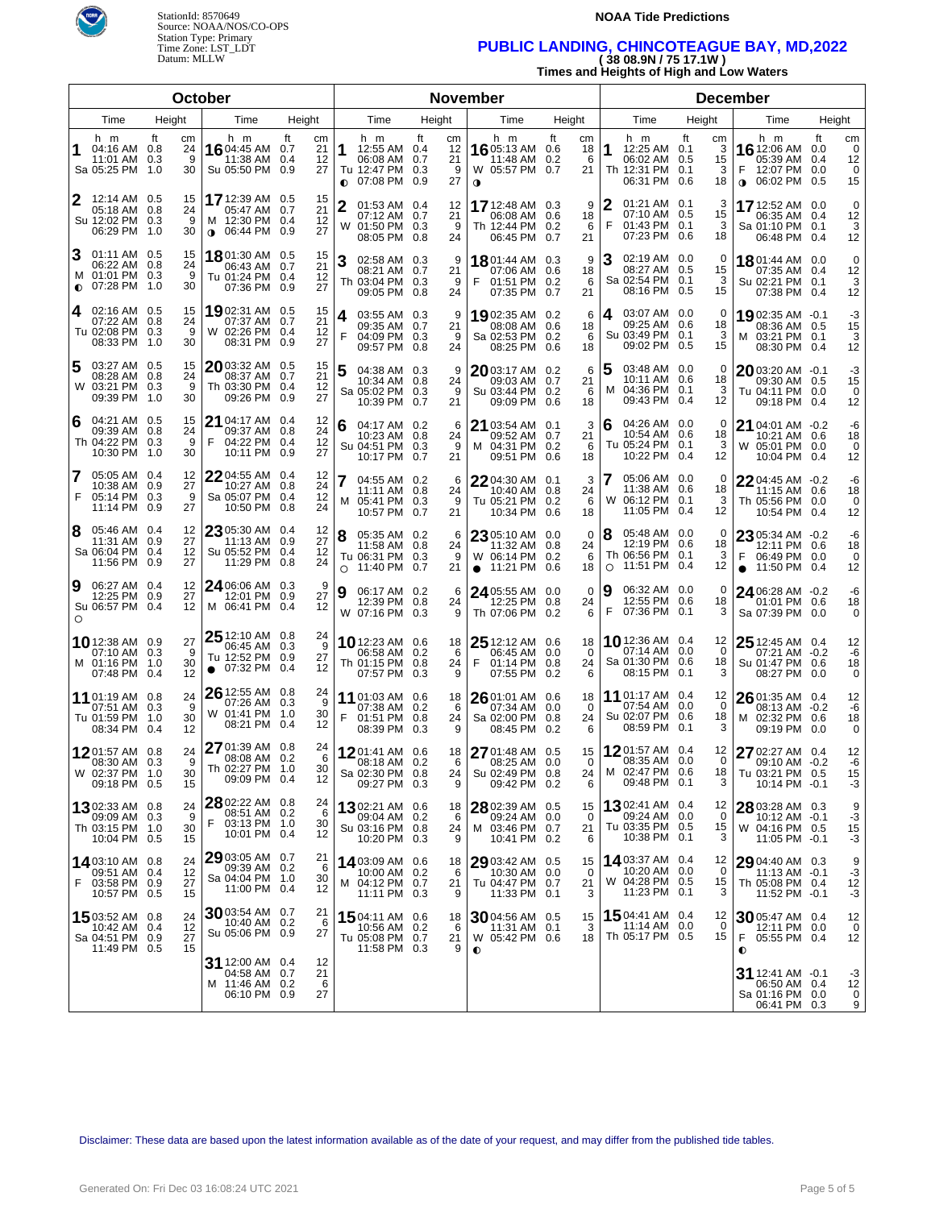StationId: 8570649
Source: NOAA/NOS/CO-OPS
Station Type: Primary
Time Zone: LST_LDT
Datum: MLLW

**NOAA Tide Predictions**

# PUBLIC LANDING, CHINCOTEAGUE BAY, MD,2022
**( 38 08.9N / 75 17.1W )**
**Times and Heights of High and Low Waters**

## October

| Day | Time (h m) | Height (ft) | Height (cm) |
|---|---|---|---|
| 1 Sa | 04:16 AM | 0.8 | 24 |
| | 11:01 AM | 0.3 | 9 |
| | 05:25 PM | 1.0 | 30 |
| 2 Su | 12:14 AM | 0.5 | 15 |
| | 05:18 AM | 0.8 | 24 |
| | 12:02 PM | 0.3 | 9 |
| | 06:29 PM | 1.0 | 30 |
| 3 M ◐ | 01:11 AM | 0.5 | 15 |
| | 06:22 AM | 0.8 | 24 |
| | 01:01 PM | 0.3 | 9 |
| | 07:28 PM | 1.0 | 30 |
| 4 Tu | 02:16 AM | 0.5 | 15 |
| | 07:22 AM | 0.8 | 24 |
| | 02:08 PM | 0.3 | 9 |
| | 08:33 PM | 1.0 | 30 |
| 5 W | 03:27 AM | 0.5 | 15 |
| | 08:28 AM | 0.8 | 24 |
| | 03:21 PM | 0.3 | 9 |
| | 09:39 PM | 1.0 | 30 |
| 6 Th | 04:21 AM | 0.5 | 15 |
| | 09:39 AM | 0.8 | 24 |
| | 04:22 PM | 0.3 | 9 |
| | 10:30 PM | 1.0 | 30 |
| 7 F | 05:05 AM | 0.4 | 12 |
| | 10:38 AM | 0.9 | 27 |
| | 05:14 PM | 0.3 | 9 |
| | 11:14 PM | 0.9 | 27 |
| 8 Sa | 05:46 AM | 0.4 | 12 |
| | 11:31 AM | 0.9 | 27 |
| | 06:04 PM | 0.4 | 12 |
| | 11:56 PM | 0.9 | 27 |
| 9 Su ○ | 06:27 AM | 0.4 | 12 |
| | 12:25 PM | 0.9 | 27 |
| | 06:57 PM | 0.4 | 12 |
| 10 M | 12:38 AM | 0.9 | 27 |
| | 07:10 AM | 0.3 | 9 |
| | 01:16 PM | 1.0 | 30 |
| | 07:48 PM | 0.4 | 12 |
| 11 Tu | 01:19 AM | 0.8 | 24 |
| | 07:51 AM | 0.3 | 9 |
| | 01:59 PM | 1.0 | 30 |
| | 08:34 PM | 0.4 | 12 |
| 12 W | 01:57 AM | 0.8 | 24 |
| | 08:30 AM | 0.3 | 9 |
| | 02:37 PM | 1.0 | 30 |
| | 09:18 PM | 0.5 | 15 |
| 13 Th | 02:33 AM | 0.8 | 24 |
| | 09:09 AM | 0.3 | 9 |
| | 03:15 PM | 1.0 | 30 |
| | 10:04 PM | 0.5 | 15 |
| 14 F | 03:10 AM | 0.8 | 24 |
| | 09:51 AM | 0.4 | 12 |
| | 03:58 PM | 0.9 | 27 |
| | 10:57 PM | 0.5 | 15 |
| 15 Sa | 03:52 AM | 0.8 | 24 |
| | 10:42 AM | 0.4 | 12 |
| | 04:51 PM | 0.9 | 27 |
| | 11:49 PM | 0.5 | 15 |
| 16 Su | 04:45 AM | 0.7 | 21 |
| | 11:38 AM | 0.4 | 12 |
| | 05:50 PM | 0.9 | 27 |
| 17 M ◑ | 12:39 AM | 0.5 | 15 |
| | 05:47 AM | 0.7 | 21 |
| | 12:30 PM | 0.4 | 12 |
| | 06:44 PM | 0.9 | 27 |
| 18 Tu | 01:30 AM | 0.5 | 15 |
| | 06:43 AM | 0.7 | 21 |
| | 01:24 PM | 0.4 | 12 |
| | 07:36 PM | 0.9 | 27 |
| 19 W | 02:31 AM | 0.5 | 15 |
| | 07:37 AM | 0.7 | 21 |
| | 02:26 PM | 0.4 | 12 |
| | 08:31 PM | 0.9 | 27 |
| 20 Th | 03:32 AM | 0.5 | 15 |
| | 08:37 AM | 0.7 | 21 |
| | 03:30 PM | 0.4 | 12 |
| | 09:26 PM | 0.9 | 27 |
| 21 F | 04:17 AM | 0.4 | 12 |
| | 09:37 AM | 0.8 | 24 |
| | 04:22 PM | 0.4 | 12 |
| | 10:11 PM | 0.9 | 27 |
| 22 Sa | 04:55 AM | 0.4 | 12 |
| | 10:27 AM | 0.8 | 24 |
| | 05:07 PM | 0.4 | 12 |
| | 10:50 PM | 0.8 | 24 |
| 23 Su | 05:30 AM | 0.4 | 12 |
| | 11:13 AM | 0.9 | 27 |
| | 05:52 PM | 0.4 | 12 |
| | 11:29 PM | 0.8 | 24 |
| 24 M | 06:06 AM | 0.3 | 9 |
| | 12:01 PM | 0.9 | 27 |
| | 06:41 PM | 0.4 | 12 |
| 25 Tu ● | 12:10 AM | 0.8 | 24 |
| | 06:45 AM | 0.3 | 9 |
| | 12:52 PM | 0.9 | 27 |
| | 07:32 PM | 0.4 | 12 |
| 26 W | 12:55 AM | 0.8 | 24 |
| | 07:26 AM | 0.3 | 9 |
| | 01:41 PM | 1.0 | 30 |
| | 08:21 PM | 0.4 | 12 |
| 27 Th | 01:39 AM | 0.8 | 24 |
| | 08:08 AM | 0.2 | 6 |
| | 02:27 PM | 1.0 | 30 |
| | 09:09 PM | 0.4 | 12 |
| 28 F | 02:22 AM | 0.8 | 24 |
| | 08:51 AM | 0.2 | 6 |
| | 03:13 PM | 1.0 | 30 |
| | 10:01 PM | 0.4 | 12 |
| 29 Sa | 03:05 AM | 0.7 | 21 |
| | 09:39 AM | 0.2 | 6 |
| | 04:04 PM | 1.0 | 30 |
| | 11:00 PM | 0.4 | 12 |
| 30 Su | 03:54 AM | 0.7 | 21 |
| | 10:40 AM | 0.2 | 6 |
| | 05:06 PM | 0.9 | 27 |
| 31 M | 12:00 AM | 0.4 | 12 |
| | 04:58 AM | 0.7 | 21 |
| | 11:46 AM | 0.2 | 6 |
| | 06:10 PM | 0.9 | 27 |

## November

| Day | Time (h m) | Height (ft) | Height (cm) |
|---|---|---|---|
| 1 Tu ◐ | 12:55 AM | 0.4 | 12 |
| | 06:08 AM | 0.7 | 21 |
| | 12:47 PM | 0.3 | 9 |
| | 07:08 PM | 0.9 | 27 |
| 2 W | 01:53 AM | 0.4 | 12 |
| | 07:12 AM | 0.7 | 21 |
| | 01:50 PM | 0.3 | 9 |
| | 08:05 PM | 0.8 | 24 |
| 3 Th | 02:58 AM | 0.3 | 9 |
| | 08:21 AM | 0.7 | 21 |
| | 03:04 PM | 0.3 | 9 |
| | 09:05 PM | 0.8 | 24 |
| 4 F | 03:55 AM | 0.3 | 9 |
| | 09:35 AM | 0.7 | 21 |
| | 04:09 PM | 0.3 | 9 |
| | 09:57 PM | 0.8 | 24 |
| 5 Sa | 04:38 AM | 0.3 | 9 |
| | 10:34 AM | 0.8 | 24 |
| | 05:02 PM | 0.3 | 9 |
| | 10:39 PM | 0.7 | 21 |
| 6 Su | 04:17 AM | 0.2 | 6 |
| | 10:23 AM | 0.8 | 24 |
| | 04:51 PM | 0.3 | 9 |
| | 10:17 PM | 0.7 | 21 |
| 7 M | 04:55 AM | 0.2 | 6 |
| | 11:11 AM | 0.8 | 24 |
| | 05:41 PM | 0.3 | 9 |
| | 10:57 PM | 0.7 | 21 |
| 8 Tu ○ | 05:35 AM | 0.2 | 6 |
| | 11:58 AM | 0.8 | 24 |
| | 06:31 PM | 0.3 | 9 |
| | 11:40 PM | 0.7 | 21 |
| 9 W | 06:17 AM | 0.2 | 6 |
| | 12:39 PM | 0.8 | 24 |
| | 07:16 PM | 0.3 | 9 |
| 10 Th | 12:23 AM | 0.6 | 18 |
| | 06:58 AM | 0.2 | 6 |
| | 01:15 PM | 0.8 | 24 |
| | 07:57 PM | 0.3 | 9 |
| 11 F | 01:03 AM | 0.6 | 18 |
| | 07:38 AM | 0.2 | 6 |
| | 01:51 PM | 0.8 | 24 |
| | 08:39 PM | 0.3 | 9 |
| 12 Sa | 01:41 AM | 0.6 | 18 |
| | 08:18 AM | 0.2 | 6 |
| | 02:30 PM | 0.8 | 24 |
| | 09:27 PM | 0.3 | 9 |
| 13 Su | 02:21 AM | 0.6 | 18 |
| | 09:04 AM | 0.2 | 6 |
| | 03:16 PM | 0.8 | 24 |
| | 10:20 PM | 0.3 | 9 |
| 14 M | 03:09 AM | 0.6 | 18 |
| | 10:00 AM | 0.2 | 6 |
| | 04:12 PM | 0.7 | 21 |
| | 11:11 PM | 0.3 | 9 |
| 15 Tu | 04:11 AM | 0.6 | 18 |
| | 10:56 AM | 0.2 | 6 |
| | 05:08 PM | 0.7 | 21 |
| | 11:58 PM | 0.3 | 9 |
| 16 W ◑ | 05:13 AM | 0.6 | 18 |
| | 11:48 AM | 0.2 | 6 |
| | 05:57 PM | 0.7 | 21 |
| 17 Th | 12:48 AM | 0.3 | 9 |
| | 06:08 AM | 0.6 | 18 |
| | 12:44 PM | 0.2 | 6 |
| | 06:45 PM | 0.7 | 21 |
| 18 F | 01:44 AM | 0.3 | 9 |
| | 07:06 AM | 0.6 | 18 |
| | 01:51 PM | 0.2 | 6 |
| | 07:35 PM | 0.7 | 21 |
| 19 Sa | 02:35 AM | 0.2 | 6 |
| | 08:08 AM | 0.6 | 18 |
| | 02:53 PM | 0.2 | 6 |
| | 08:25 PM | 0.6 | 18 |
| 20 Su | 03:17 AM | 0.2 | 6 |
| | 09:03 AM | 0.7 | 21 |
| | 03:44 PM | 0.2 | 6 |
| | 09:09 PM | 0.6 | 18 |
| 21 M | 03:54 AM | 0.1 | 3 |
| | 09:52 AM | 0.7 | 21 |
| | 04:31 PM | 0.2 | 6 |
| | 09:51 PM | 0.6 | 18 |
| 22 Tu | 04:30 AM | 0.1 | 3 |
| | 10:40 AM | 0.8 | 24 |
| | 05:21 PM | 0.2 | 6 |
| | 10:34 PM | 0.6 | 18 |
| 23 W ● | 05:10 AM | 0.0 | 0 |
| | 11:32 AM | 0.8 | 24 |
| | 06:14 PM | 0.2 | 6 |
| | 11:21 PM | 0.6 | 18 |
| 24 Th | 05:55 AM | 0.0 | 0 |
| | 12:25 PM | 0.8 | 24 |
| | 07:06 PM | 0.2 | 6 |
| 25 F | 12:12 AM | 0.6 | 18 |
| | 06:45 AM | 0.0 | 0 |
| | 01:14 PM | 0.8 | 24 |
| | 07:55 PM | 0.2 | 6 |
| 26 Sa | 01:01 AM | 0.6 | 18 |
| | 07:34 AM | 0.0 | 0 |
| | 02:00 PM | 0.8 | 24 |
| | 08:45 PM | 0.2 | 6 |
| 27 Su | 01:48 AM | 0.5 | 15 |
| | 08:25 AM | 0.0 | 0 |
| | 02:49 PM | 0.8 | 24 |
| | 09:42 PM | 0.2 | 6 |
| 28 M | 02:39 AM | 0.5 | 15 |
| | 09:24 AM | 0.0 | 0 |
| | 03:46 PM | 0.7 | 21 |
| | 10:41 PM | 0.2 | 6 |
| 29 Tu | 03:42 AM | 0.5 | 15 |
| | 10:30 AM | 0.0 | 0 |
| | 04:47 PM | 0.7 | 21 |
| | 11:33 PM | 0.1 | 3 |
| 30 W ◐ | 04:56 AM | 0.5 | 15 |
| | 11:31 AM | 0.1 | 3 |
| | 05:42 PM | 0.6 | 18 |

## December

| Day | Time (h m) | Height (ft) | Height (cm) |
|---|---|---|---|
| 1 Th | 12:25 AM | 0.1 | 3 |
| | 06:02 AM | 0.5 | 15 |
| | 12:31 PM | 0.1 | 3 |
| | 06:31 PM | 0.6 | 18 |
| 2 F | 01:21 AM | 0.1 | 3 |
| | 07:10 AM | 0.5 | 15 |
| | 01:43 PM | 0.1 | 3 |
| | 07:23 PM | 0.6 | 18 |
| 3 Sa | 02:19 AM | 0.0 | 0 |
| | 08:27 AM | 0.5 | 15 |
| | 02:54 PM | 0.1 | 3 |
| | 08:16 PM | 0.5 | 15 |
| 4 Su | 03:07 AM | 0.0 | 0 |
| | 09:25 AM | 0.6 | 18 |
| | 03:49 PM | 0.1 | 3 |
| | 09:02 PM | 0.5 | 15 |
| 5 M | 03:48 AM | 0.0 | 0 |
| | 10:11 AM | 0.6 | 18 |
| | 04:36 PM | 0.1 | 3 |
| | 09:43 PM | 0.4 | 12 |
| 6 Tu | 04:26 AM | 0.0 | 0 |
| | 10:54 AM | 0.6 | 18 |
| | 05:24 PM | 0.1 | 3 |
| | 10:22 PM | 0.4 | 12 |
| 7 W | 05:06 AM | 0.0 | 0 |
| | 11:38 AM | 0.6 | 18 |
| | 06:12 PM | 0.1 | 3 |
| | 11:05 PM | 0.4 | 12 |
| 8 Th ○ | 05:48 AM | 0.0 | 0 |
| | 12:19 PM | 0.6 | 18 |
| | 06:56 PM | 0.1 | 3 |
| | 11:51 PM | 0.4 | 12 |
| 9 F | 06:32 AM | 0.0 | 0 |
| | 12:55 PM | 0.6 | 18 |
| | 07:36 PM | 0.1 | 3 |
| 10 Sa | 12:36 AM | 0.4 | 12 |
| | 07:14 AM | 0.0 | 0 |
| | 01:30 PM | 0.6 | 18 |
| | 08:15 PM | 0.1 | 3 |
| 11 Su | 01:17 AM | 0.4 | 12 |
| | 07:54 AM | 0.0 | 0 |
| | 02:07 PM | 0.6 | 18 |
| | 08:59 PM | 0.1 | 3 |
| 12 M | 01:57 AM | 0.4 | 12 |
| | 08:35 AM | 0.0 | 0 |
| | 02:47 PM | 0.6 | 18 |
| | 09:48 PM | 0.1 | 3 |
| 13 Tu | 02:41 AM | 0.4 | 12 |
| | 09:24 AM | 0.0 | 0 |
| | 03:35 PM | 0.5 | 15 |
| | 10:38 PM | 0.1 | 3 |
| 14 W | 03:37 AM | 0.4 | 12 |
| | 10:20 AM | 0.0 | 0 |
| | 04:28 PM | 0.5 | 15 |
| | 11:23 PM | 0.1 | 3 |
| 15 Th | 04:41 AM | 0.4 | 12 |
| | 11:14 AM | 0.0 | 0 |
| | 05:17 PM | 0.5 | 15 |
| 16 F ◑ | 12:06 AM | 0.0 | 0 |
| | 05:39 AM | 0.4 | 12 |
| | 12:07 PM | 0.0 | 0 |
| | 06:02 PM | 0.5 | 15 |
| 17 Sa | 12:52 AM | 0.0 | 0 |
| | 06:35 AM | 0.4 | 12 |
| | 01:10 PM | 0.1 | 3 |
| | 06:48 PM | 0.4 | 12 |
| 18 Su | 01:44 AM | 0.0 | 0 |
| | 07:35 AM | 0.4 | 12 |
| | 02:21 PM | 0.1 | 3 |
| | 07:38 PM | 0.4 | 12 |
| 19 M | 02:35 AM | -0.1 | -3 |
| | 08:36 AM | 0.5 | 15 |
| | 03:21 PM | 0.1 | 3 |
| | 08:30 PM | 0.4 | 12 |
| 20 Tu | 03:20 AM | -0.1 | -3 |
| | 09:30 AM | 0.5 | 15 |
| | 04:11 PM | 0.0 | 0 |
| | 09:18 PM | 0.4 | 12 |
| 21 W | 04:01 AM | -0.2 | -6 |
| | 10:21 AM | 0.6 | 18 |
| | 05:01 PM | 0.0 | 0 |
| | 10:04 PM | 0.4 | 12 |
| 22 Th | 04:45 AM | -0.2 | -6 |
| | 11:15 AM | 0.6 | 18 |
| | 05:56 PM | 0.0 | 0 |
| | 10:54 PM | 0.4 | 12 |
| 23 F ● | 05:34 AM | -0.2 | -6 |
| | 12:11 PM | 0.6 | 18 |
| | 06:49 PM | 0.0 | 0 |
| | 11:50 PM | 0.4 | 12 |
| 24 Sa | 06:28 AM | -0.2 | -6 |
| | 01:01 PM | 0.6 | 18 |
| | 07:39 PM | 0.0 | 0 |
| 25 Su | 12:45 AM | 0.4 | 12 |
| | 07:21 AM | -0.2 | -6 |
| | 01:47 PM | 0.6 | 18 |
| | 08:27 PM | 0.0 | 0 |
| 26 M | 01:35 AM | 0.4 | 12 |
| | 08:13 AM | -0.2 | -6 |
| | 02:32 PM | 0.6 | 18 |
| | 09:19 PM | 0.0 | 0 |
| 27 Tu | 02:27 AM | 0.4 | 12 |
| | 09:10 AM | -0.2 | -6 |
| | 03:21 PM | 0.5 | 15 |
| | 10:14 PM | -0.1 | -3 |
| 28 W | 03:28 AM | 0.3 | 9 |
| | 10:12 AM | -0.1 | -3 |
| | 04:16 PM | 0.5 | 15 |
| | 11:05 PM | -0.1 | -3 |
| 29 Th | 04:40 AM | 0.3 | 9 |
| | 11:13 AM | -0.1 | -3 |
| | 05:08 PM | 0.4 | 12 |
| | 11:52 PM | -0.1 | -3 |
| 30 F ◐ | 05:47 AM | 0.4 | 12 |
| | 12:11 PM | 0.0 | 0 |
| | 05:55 PM | 0.4 | 12 |
| 31 Sa | 12:41 AM | -0.1 | -3 |
| | 06:50 AM | 0.4 | 12 |
| | 01:16 PM | 0.0 | 0 |
| | 06:41 PM | 0.3 | 9 |

Disclaimer: These data are based upon the latest information available as of the date of your request, and may differ from the published tide tables.